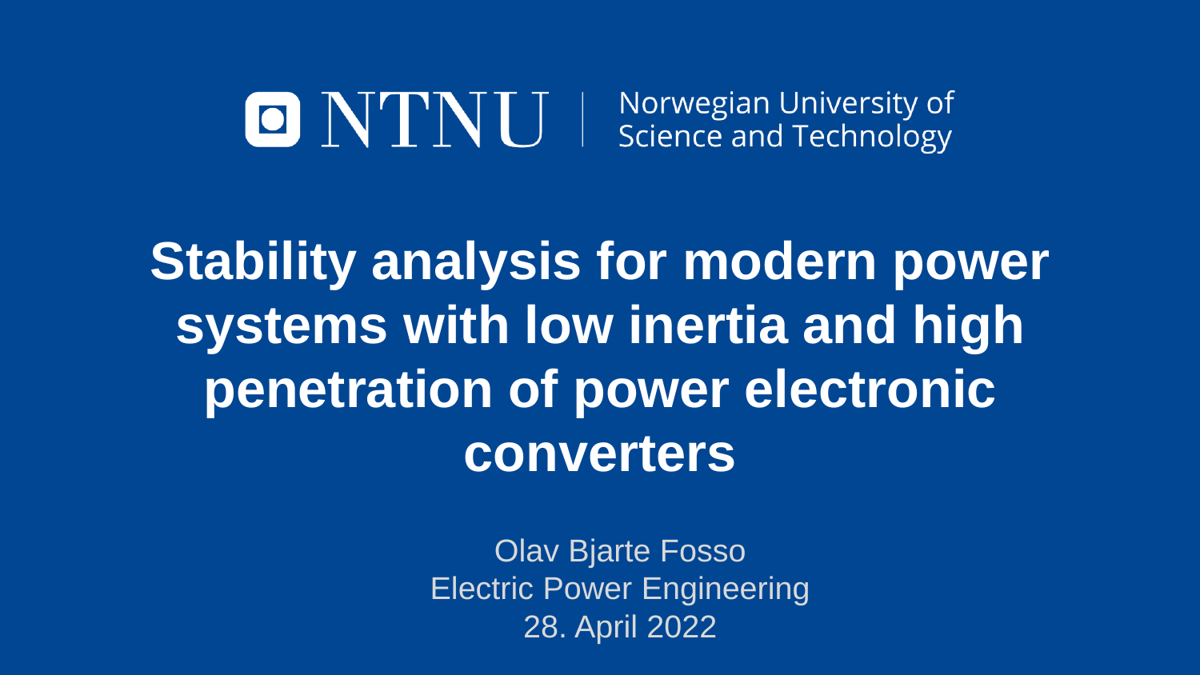NTNU | Norwegian University of Science and Technology

# Stability analysis for modern power systems with low inertia and high penetration of power electronic converters

Olav Bjarte Fosso
Electric Power Engineering
28. April 2022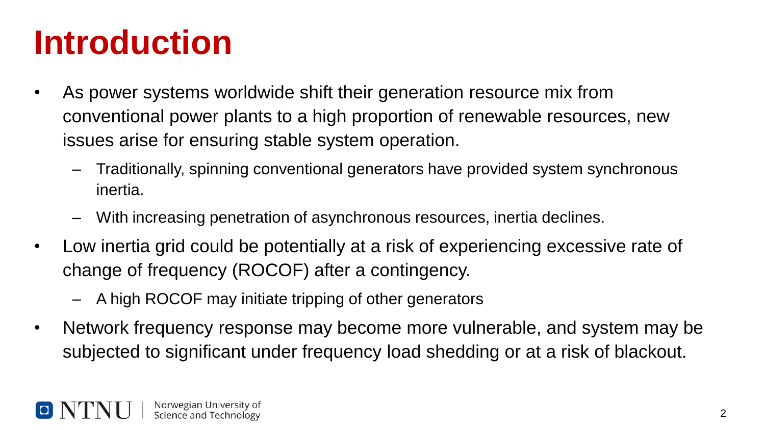# Introduction

- As power systems worldwide shift their generation resource mix from conventional power plants to a high proportion of renewable resources, new issues arise for ensuring stable system operation.
  - Traditionally, spinning conventional generators have provided system synchronous inertia.
  - With increasing penetration of asynchronous resources, inertia declines.
- Low inertia grid could be potentially at a risk of experiencing excessive rate of change of frequency (ROCOF) after a contingency.
  - A high ROCOF may initiate tripping of other generators
- Network frequency response may become more vulnerable, and system may be subjected to significant under frequency load shedding or at a risk of blackout.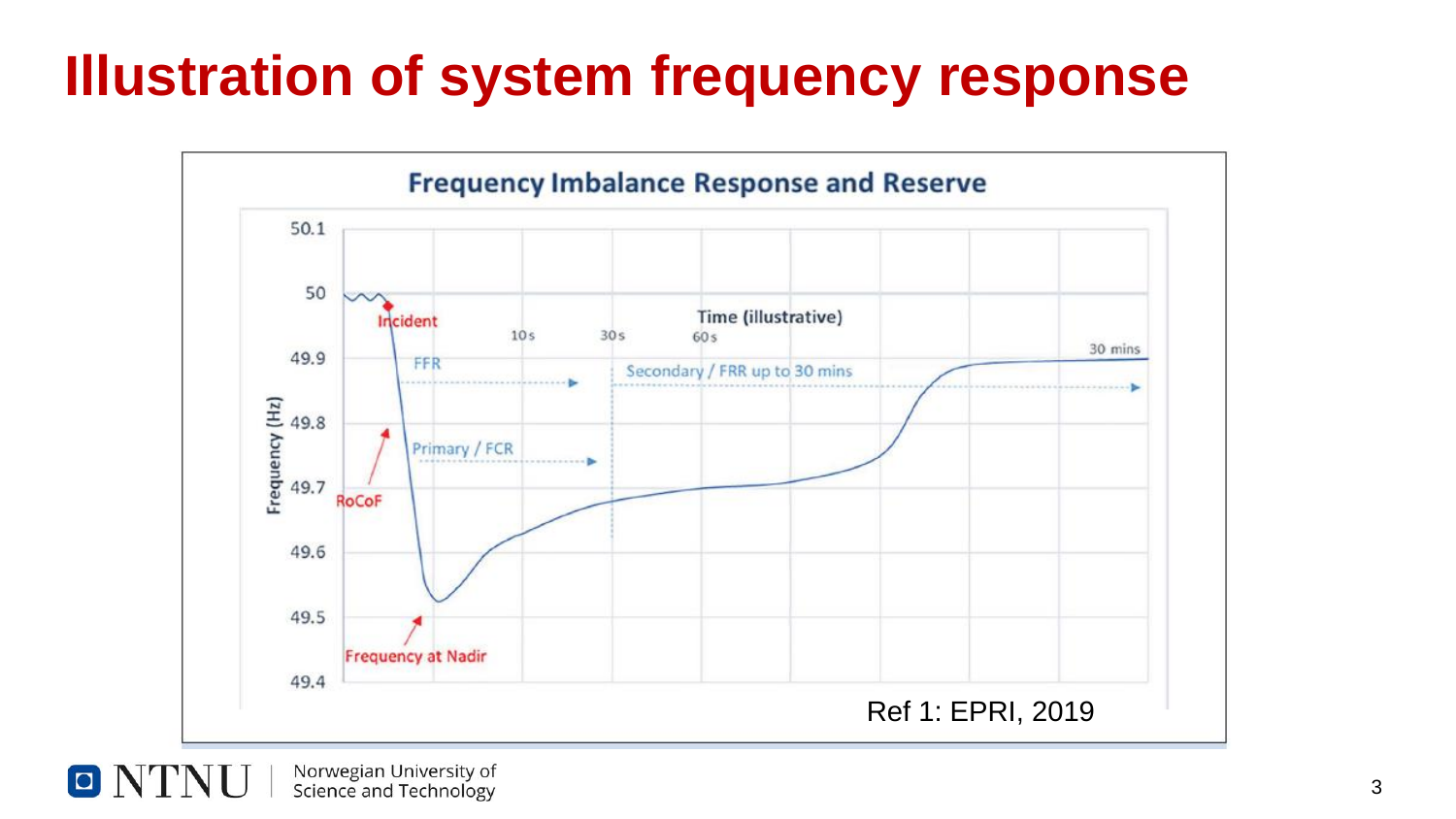# Illustration of system frequency response

**Frequency Imbalance Response and Reserve**

Ref 1: EPRI, 2019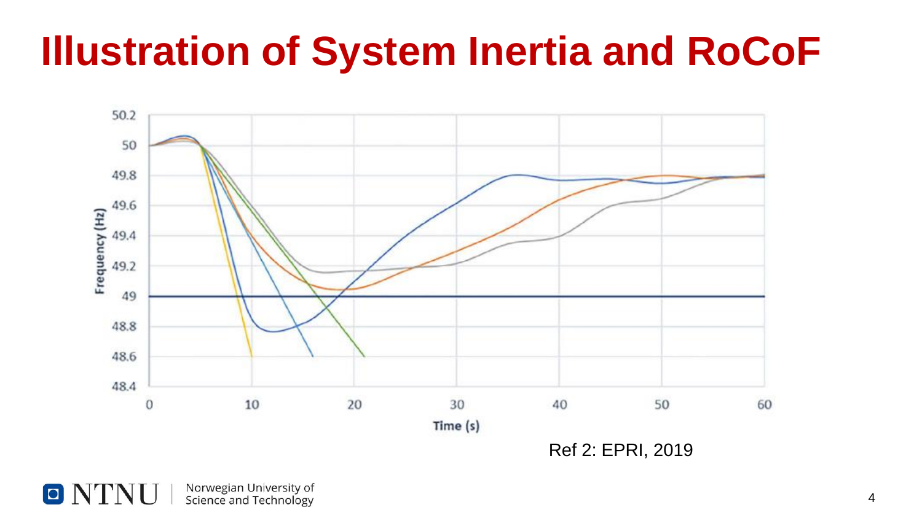# Illustration of System Inertia and RoCoF

Ref 2: EPRI, 2019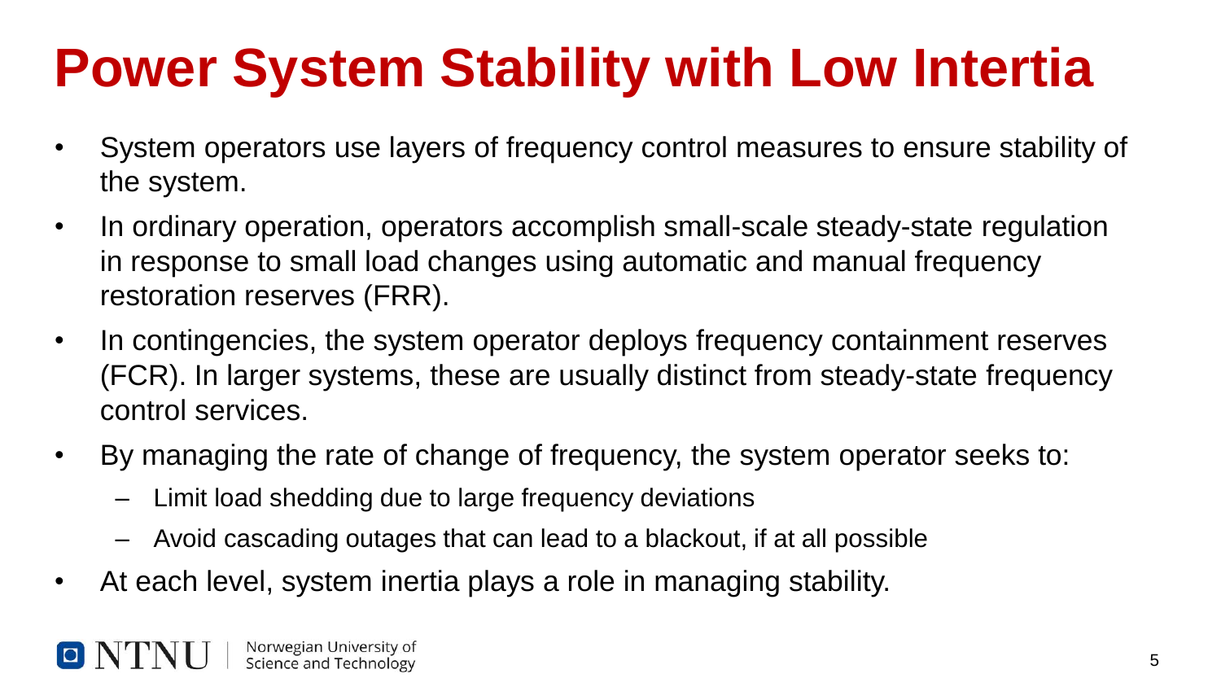# Power System Stability with Low Intertia

- System operators use layers of frequency control measures to ensure stability of the system.
- In ordinary operation, operators accomplish small-scale steady-state regulation in response to small load changes using automatic and manual frequency restoration reserves (FRR).
- In contingencies, the system operator deploys frequency containment reserves (FCR). In larger systems, these are usually distinct from steady-state frequency control services.
- By managing the rate of change of frequency, the system operator seeks to:
  - Limit load shedding due to large frequency deviations
  - Avoid cascading outages that can lead to a blackout, if at all possible
- At each level, system inertia plays a role in managing stability.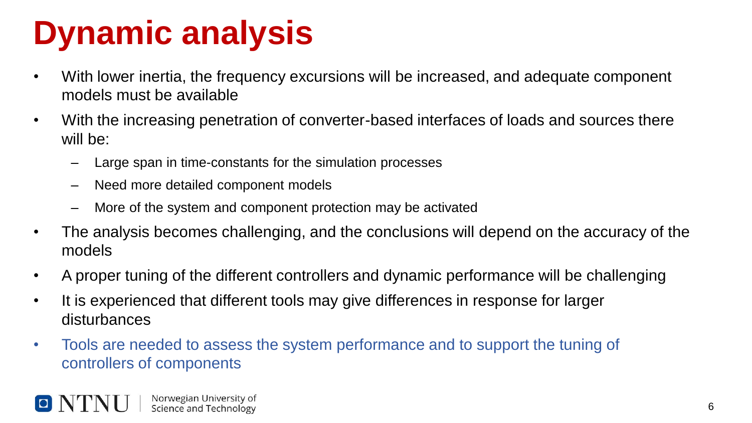# Dynamic analysis

- With lower inertia, the frequency excursions will be increased, and adequate component models must be available
- With the increasing penetration of converter-based interfaces of loads and sources there will be:
  - Large span in time-constants for the simulation processes
  - Need more detailed component models
  - More of the system and component protection may be activated
- The analysis becomes challenging, and the conclusions will depend on the accuracy of the models
- A proper tuning of the different controllers and dynamic performance will be challenging
- It is experienced that different tools may give differences in response for larger disturbances
- Tools are needed to assess the system performance and to support the tuning of controllers of components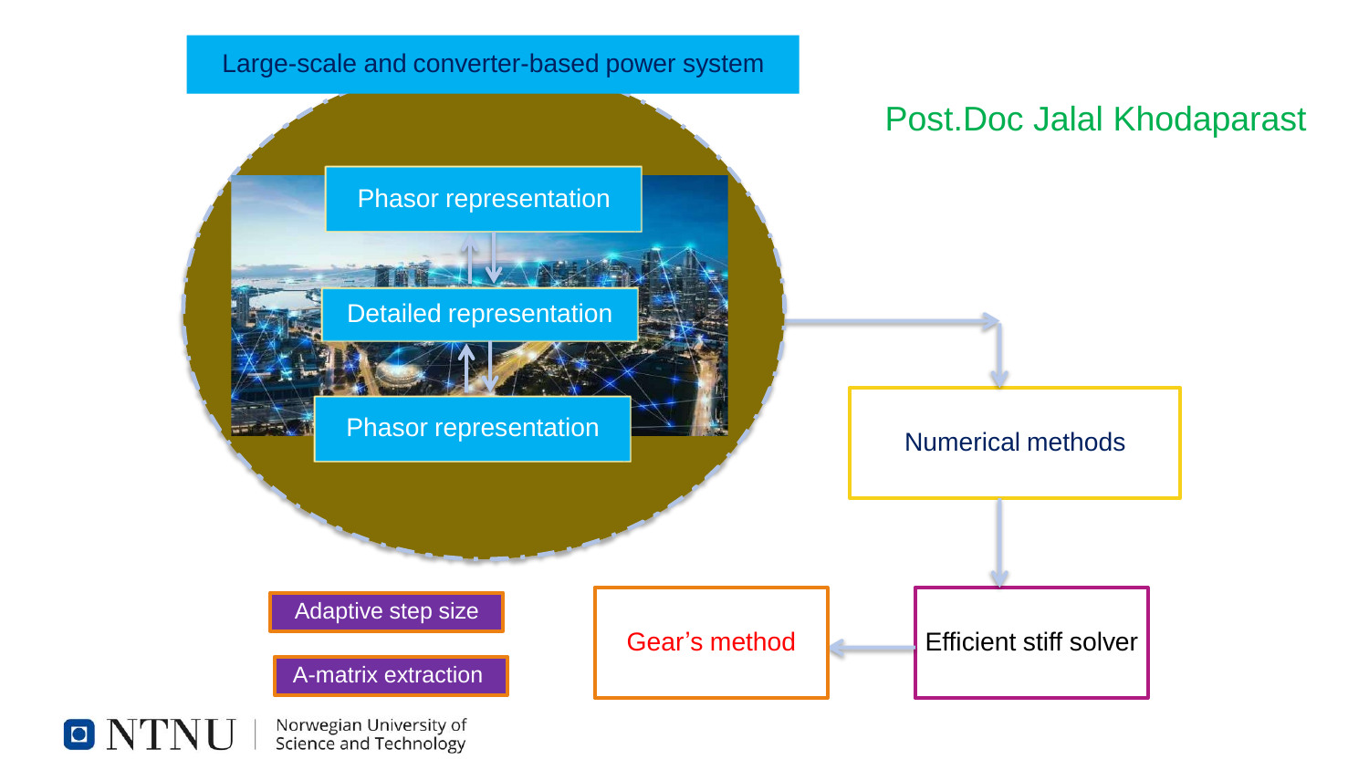Large-scale and converter-based power system

Post.Doc Jalal Khodaparast

Phasor representation

Detailed representation

Phasor representation

Numerical methods

Efficient stiff solver

Gear's method

Adaptive step size

A-matrix extraction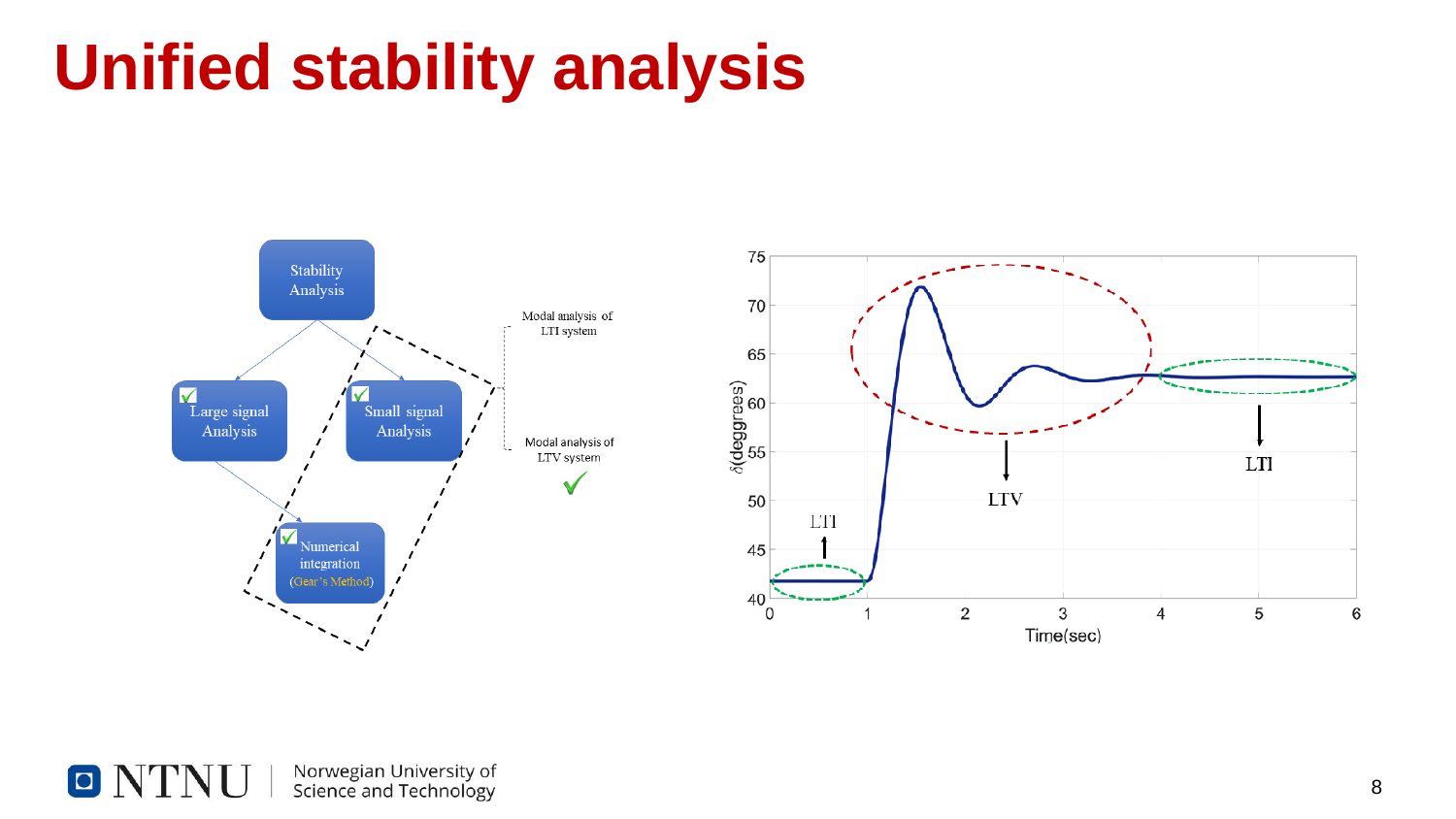# Unified stability analysis

Stability Analysis

Large signal Analysis

Small signal Analysis

Numerical integration (Gear's Method)

Modal analysis of LTI system

Modal analysis of LTV system

$\delta$(deggrees)

Time(sec)

LTI

LTV

LTI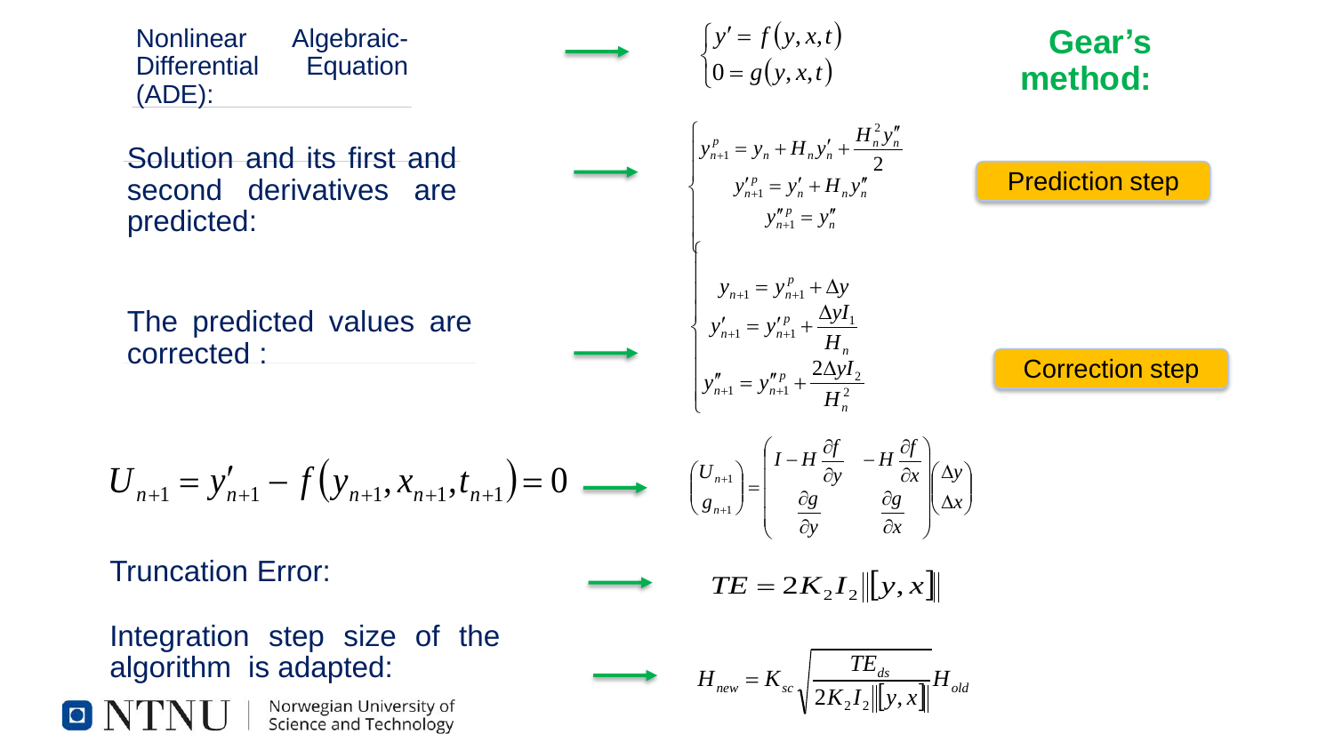## Gear's method:

Nonlinear Algebraic-Differential Equation (ADE):

$$\begin{cases} y' = f(y, x, t) \\ 0 = g(y, x, t) \end{cases}$$

**Prediction step**

Solution and its first and second derivatives are predicted:

$$\begin{cases} y_{n+1}^{p} = y_n + H_n y'_n + \dfrac{H_n^2 y''_n}{2} \\ y'^{p}_{n+1} = y'_n + H_n y''_n \\ y''^{p}_{n+1} = y''_n \end{cases}$$

**Correction step**

The predicted values are corrected :

$$\begin{cases} y_{n+1} = y_{n+1}^{p} + \Delta y \\ y'_{n+1} = y'^{p}_{n+1} + \dfrac{\Delta y I_1}{H_n} \\ y''_{n+1} = y''^{p}_{n+1} + \dfrac{2\Delta y I_2}{H_n^2} \end{cases}$$

$$U_{n+1} = y'_{n+1} - f(y_{n+1}, x_{n+1}, t_{n+1}) = 0 \quad \longrightarrow \quad \begin{pmatrix} U_{n+1} \\ g_{n+1} \end{pmatrix} = \begin{pmatrix} I - H\dfrac{\partial f}{\partial y} & -H\dfrac{\partial f}{\partial x} \\ \dfrac{\partial g}{\partial y} & \dfrac{\partial g}{\partial x} \end{pmatrix} \begin{pmatrix} \Delta y \\ \Delta x \end{pmatrix}$$

Truncation Error:

$$TE = 2K_2 I_2 \left\| [y, x] \right\|$$

Integration step size of the algorithm is adapted:

$$H_{new} = K_{sc} \sqrt{\frac{TE_{ds}}{2K_2 I_2 \left\| [y, x] \right\|}} H_{old}$$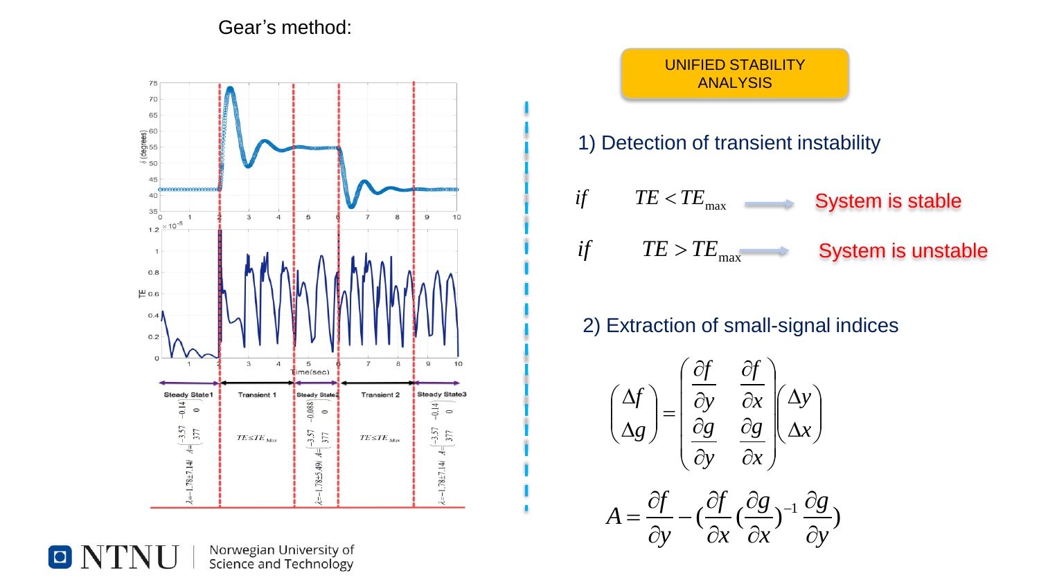Gear's method:

UNIFIED STABILITY ANALYSIS

1) Detection of transient instability

*if* $TE < TE_{\max}$ → System is stable

*if* $TE > TE_{\max}$ → System is unstable

2) Extraction of small-signal indices

$$\begin{pmatrix} \Delta f \\ \Delta g \end{pmatrix} = \begin{pmatrix} \dfrac{\partial f}{\partial y} & \dfrac{\partial f}{\partial x} \\ \dfrac{\partial g}{\partial y} & \dfrac{\partial g}{\partial x} \end{pmatrix} \begin{pmatrix} \Delta y \\ \Delta x \end{pmatrix}$$

$$A = \frac{\partial f}{\partial y} - \left(\frac{\partial f}{\partial x}\left(\frac{\partial g}{\partial x}\right)^{-1}\frac{\partial g}{\partial y}\right)$$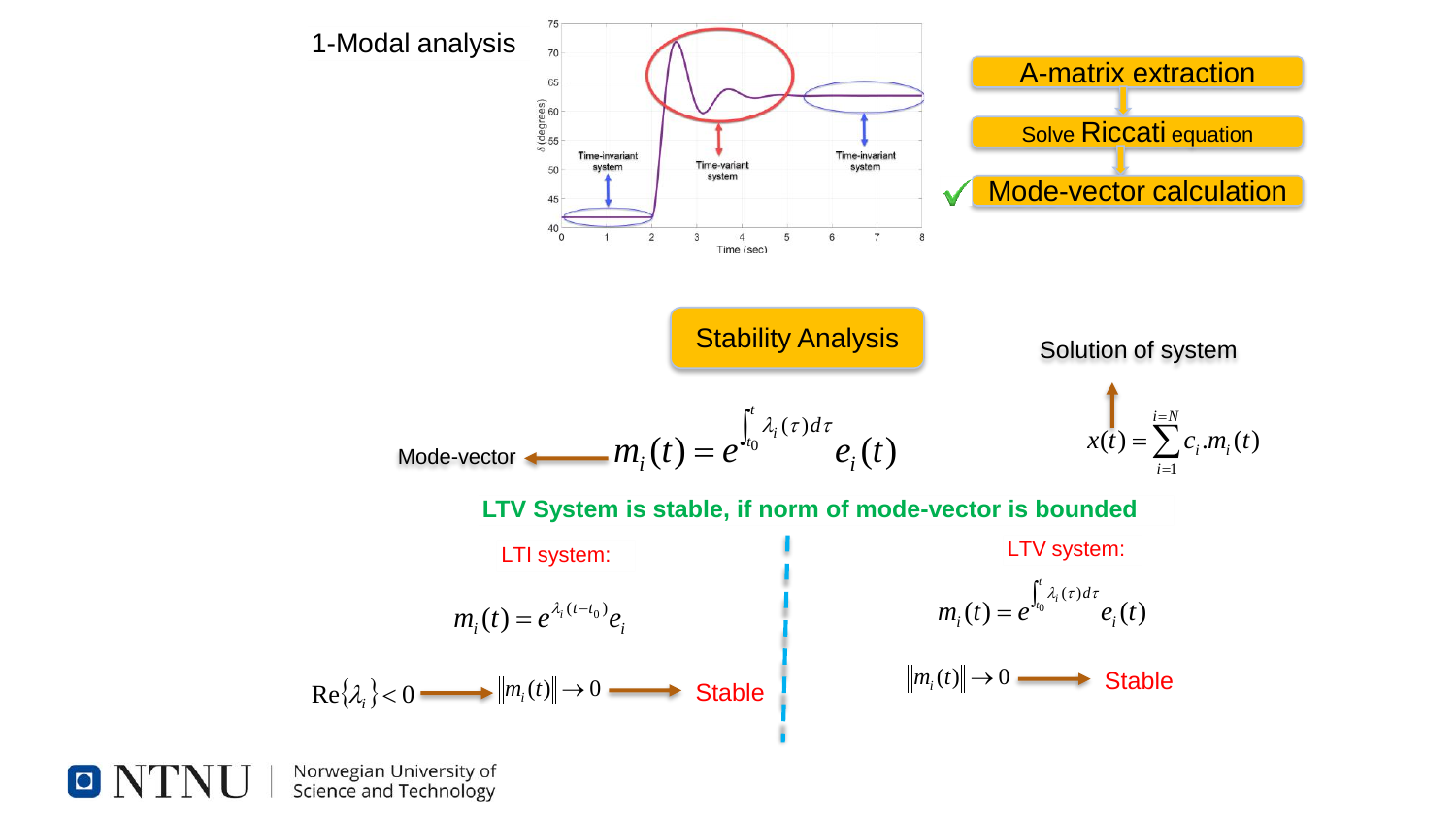# 1-Modal analysis

Time-invariant system

Time-variant system

Time-invariant system

- A-matrix extraction
- Solve Riccati equation
- ✔ Mode-vector calculation

## Stability Analysis

Solution of system

$$x(t) = \sum_{i=1}^{i=N} c_i . m_i(t)$$

Mode-vector

$$m_i(t) = e^{\int_{t_0}^{t} \lambda_i(\tau) d\tau} e_i(t)$$

**LTV System is stable, if norm of mode-vector is bounded**

LTI system:

$$m_i(t) = e^{\lambda_i (t - t_0)} e_i$$

$$\text{Re}\{\lambda_i\} < 0 \rightarrow \|m_i(t)\| \rightarrow 0 \rightarrow \text{Stable}$$

LTV system:

$$m_i(t) = e^{\int_{t_0}^{t} \lambda_i(\tau) d\tau} e_i(t)$$

$$\|m_i(t)\| \rightarrow 0 \rightarrow \text{Stable}$$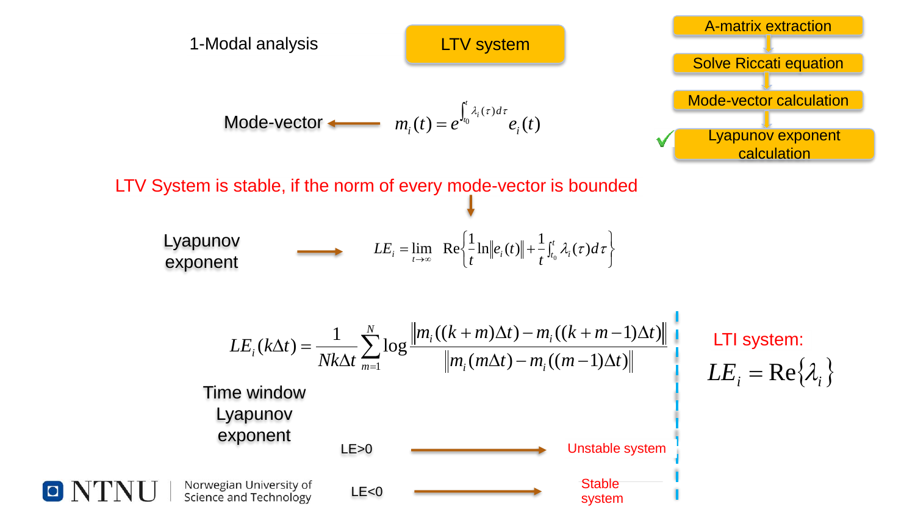1-Modal analysis

**LTV system**

- A-matrix extraction
- Solve Riccati equation
- Mode-vector calculation
- ✓ Lyapunov exponent calculation

Mode-vector ← $m_i(t) = e^{\int_{t_0}^{t} \lambda_i(\tau)d\tau} e_i(t)$

LTV System is stable, if the norm of every mode-vector is bounded

Lyapunov exponent → $LE_i = \lim_{t\to\infty} \mathrm{Re}\left\{\frac{1}{t}\ln\|e_i(t)\| + \frac{1}{t}\int_{t_0}^{t} \lambda_i(\tau)d\tau\right\}$

Time window Lyapunov exponent

$$LE_i(k\Delta t) = \frac{1}{Nk\Delta t}\sum_{m=1}^{N} \log \frac{\|m_i((k+m)\Delta t) - m_i((k+m-1)\Delta t)\|}{\|m_i(m\Delta t) - m_i((m-1)\Delta t)\|}$$

LE>0 → Unstable system

LE<0 → Stable system

LTI system:

$$LE_i = \mathrm{Re}\{\lambda_i\}$$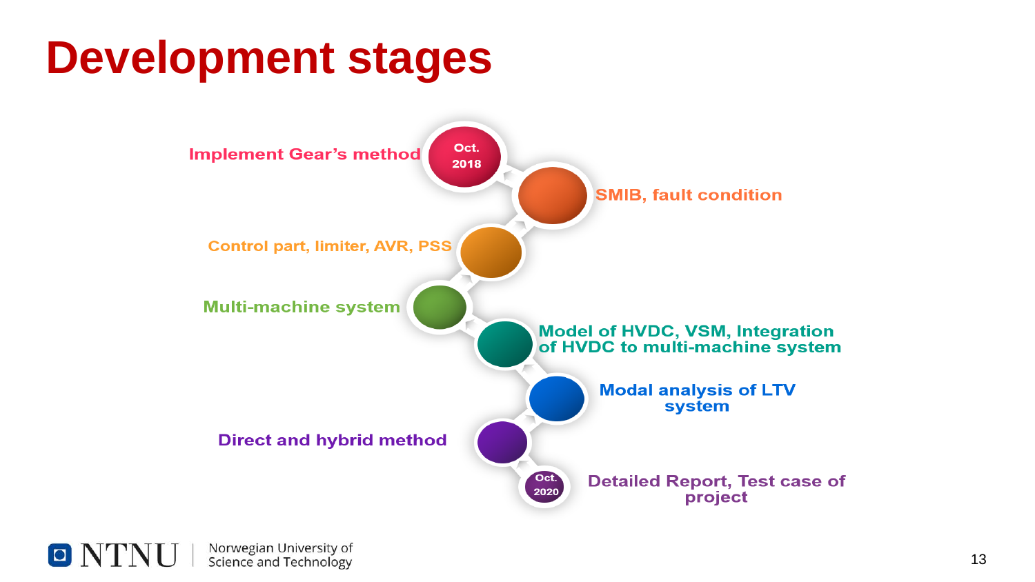# Development stages

- Oct. 2018 — Implement Gear's method
- SMIB, fault condition
- Control part, limiter, AVR, PSS
- Multi-machine system
- Model of HVDC, VSM, Integration of HVDC to multi-machine system
- Modal analysis of LTV system
- Direct and hybrid method
- Oct. 2020 — Detailed Report, Test case of project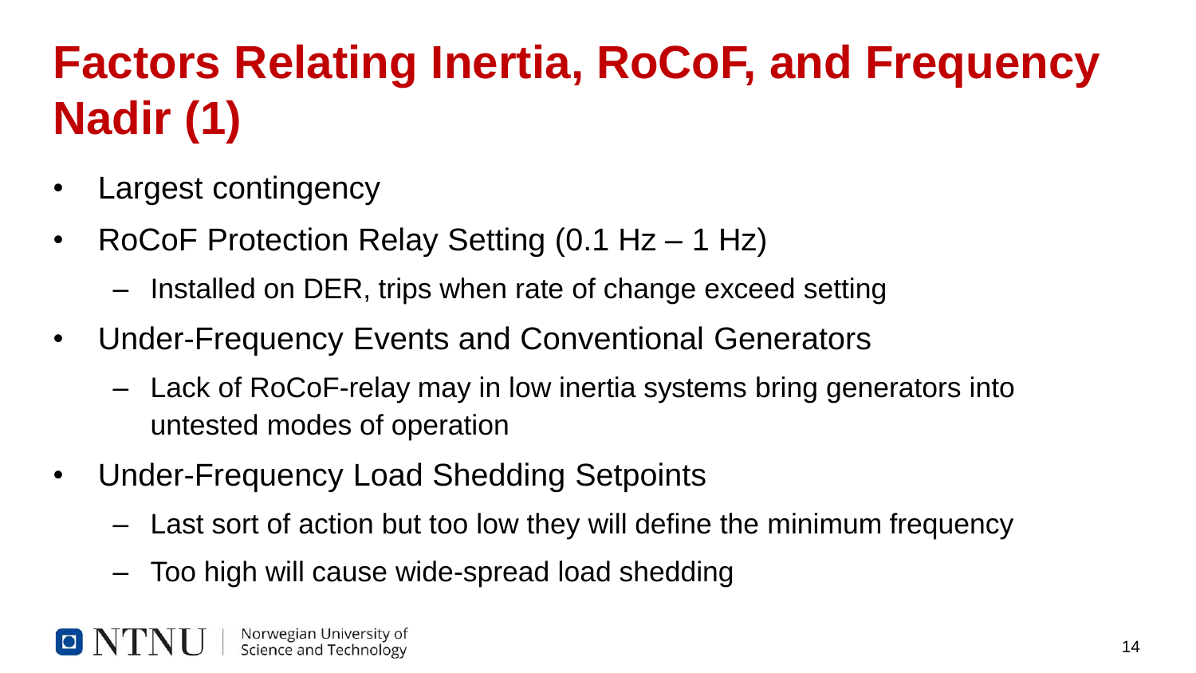# Factors Relating Inertia, RoCoF, and Frequency Nadir (1)

- Largest contingency
- RoCoF Protection Relay Setting (0.1 Hz – 1 Hz)
  - Installed on DER, trips when rate of change exceed setting
- Under-Frequency Events and Conventional Generators
  - Lack of RoCoF-relay may in low inertia systems bring generators into untested modes of operation
- Under-Frequency Load Shedding Setpoints
  - Last sort of action but too low they will define the minimum frequency
  - Too high will cause wide-spread load shedding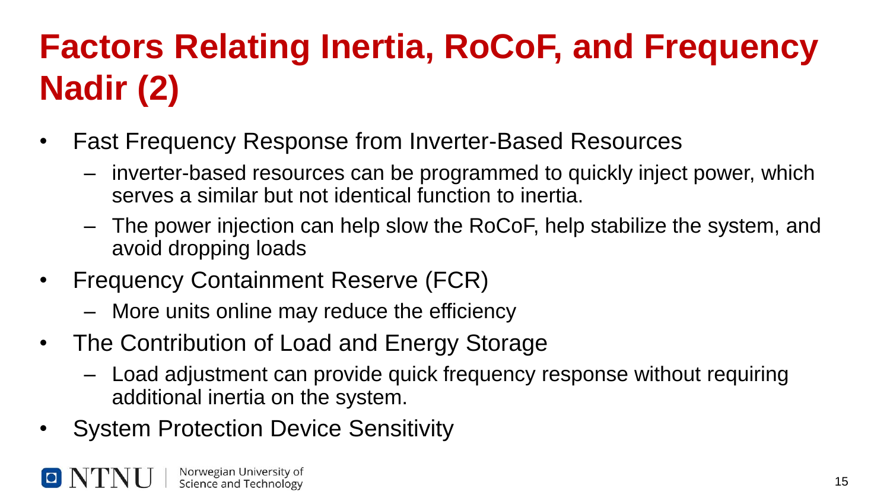# Factors Relating Inertia, RoCoF, and Frequency Nadir (2)

- Fast Frequency Response from Inverter-Based Resources
  - inverter-based resources can be programmed to quickly inject power, which serves a similar but not identical function to inertia.
  - The power injection can help slow the RoCoF, help stabilize the system, and avoid dropping loads
- Frequency Containment Reserve (FCR)
  - More units online may reduce the efficiency
- The Contribution of Load and Energy Storage
  - Load adjustment can provide quick frequency response without requiring additional inertia on the system.
- System Protection Device Sensitivity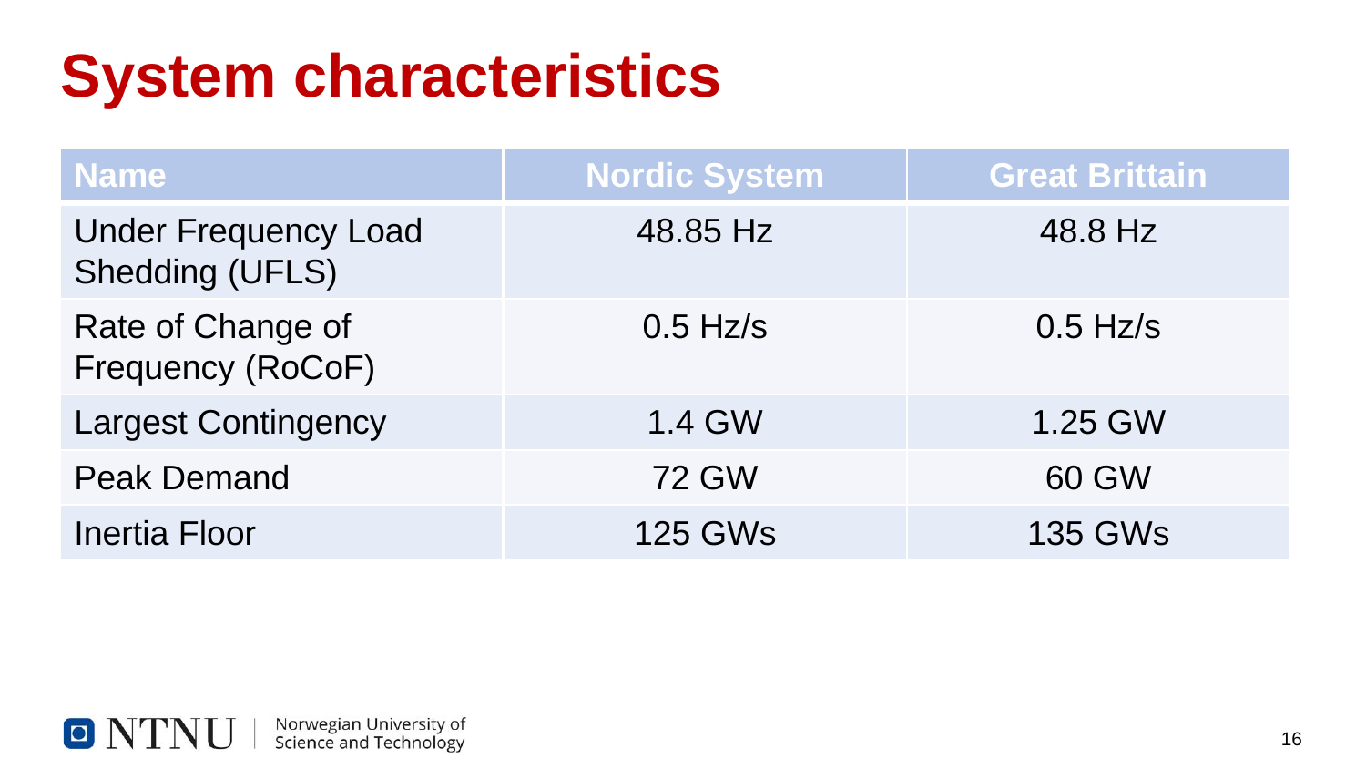# System characteristics

| Name | Nordic System | Great Brittain |
|---|---|---|
| Under Frequency Load Shedding (UFLS) | 48.85 Hz | 48.8 Hz |
| Rate of Change of Frequency (RoCoF) | 0.5 Hz/s | 0.5 Hz/s |
| Largest Contingency | 1.4 GW | 1.25 GW |
| Peak Demand | 72 GW | 60 GW |
| Inertia Floor | 125 GWs | 135 GWs |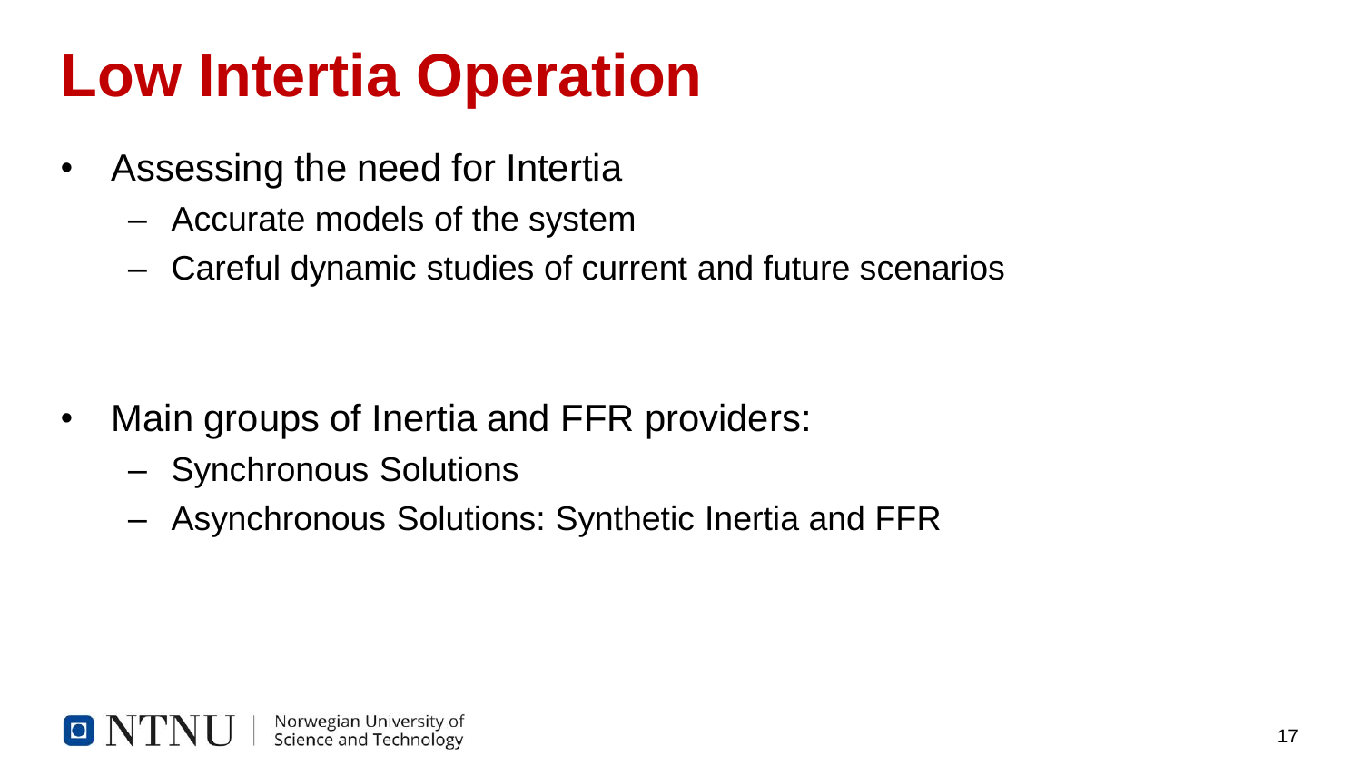# Low Intertia Operation

- Assessing the need for Intertia
  - Accurate models of the system
  - Careful dynamic studies of current and future scenarios

- Main groups of Inertia and FFR providers:
  - Synchronous Solutions
  - Asynchronous Solutions: Synthetic Inertia and FFR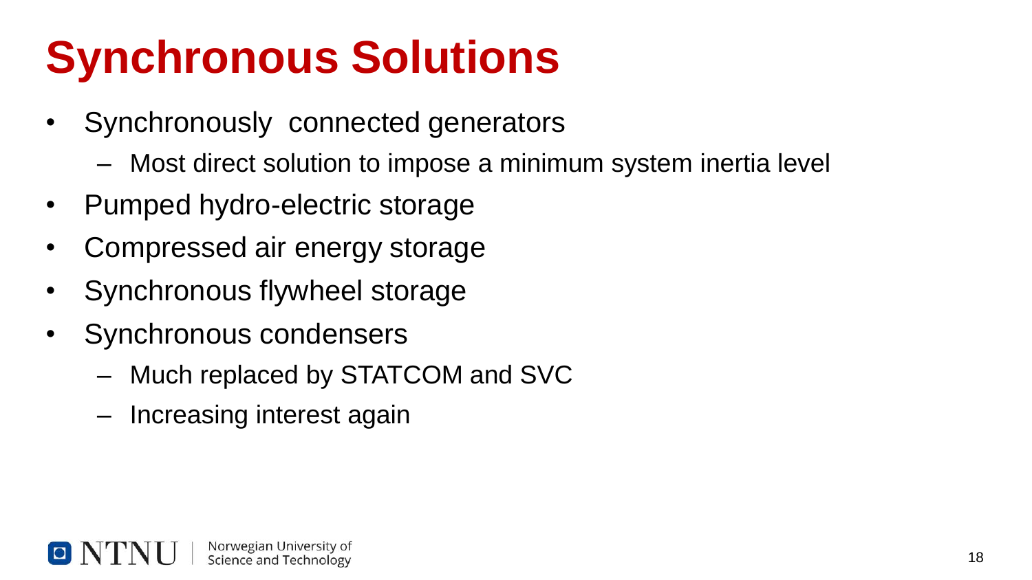# Synchronous Solutions

- Synchronously connected generators
  - Most direct solution to impose a minimum system inertia level
- Pumped hydro-electric storage
- Compressed air energy storage
- Synchronous flywheel storage
- Synchronous condensers
  - Much replaced by STATCOM and SVC
  - Increasing interest again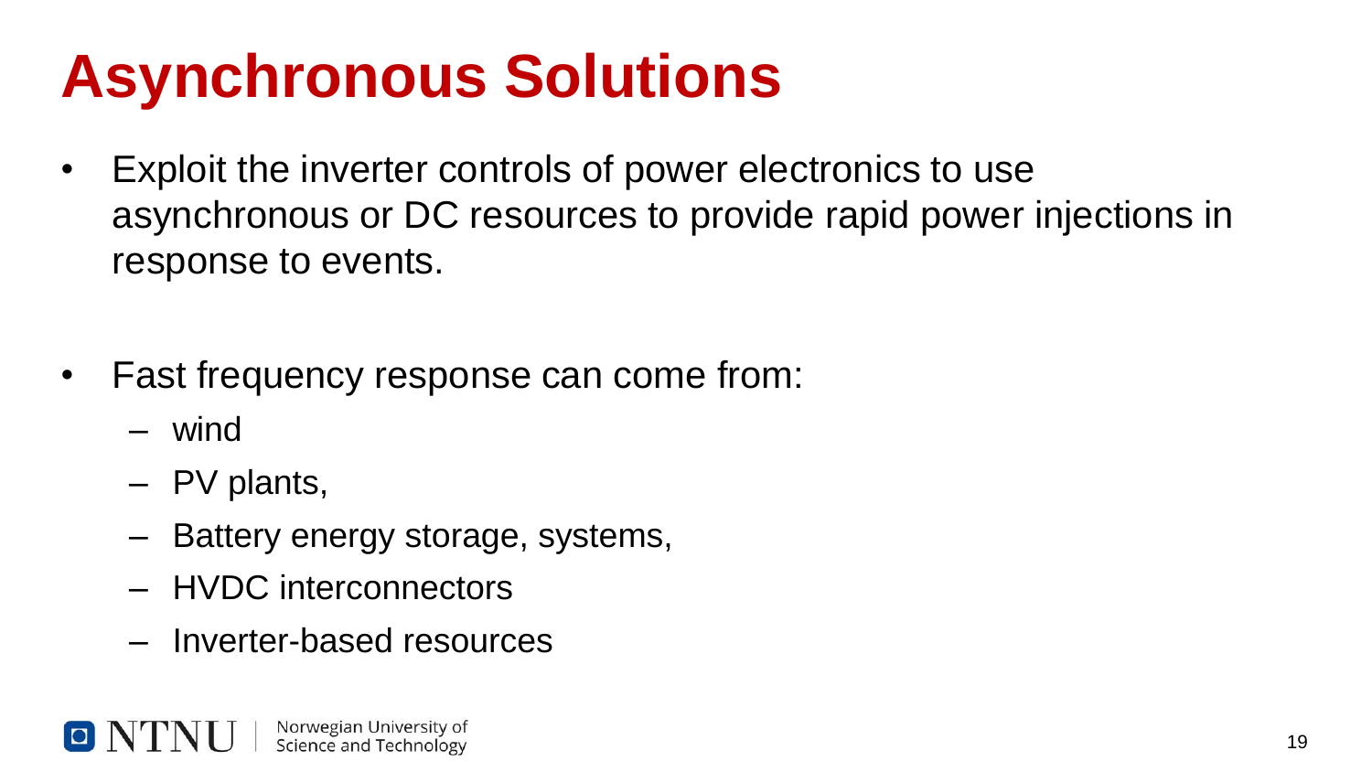# Asynchronous Solutions

- Exploit the inverter controls of power electronics to use asynchronous or DC resources to provide rapid power injections in response to events.

- Fast frequency response can come from:
  - wind
  - PV plants,
  - Battery energy storage, systems,
  - HVDC interconnectors
  - Inverter-based resources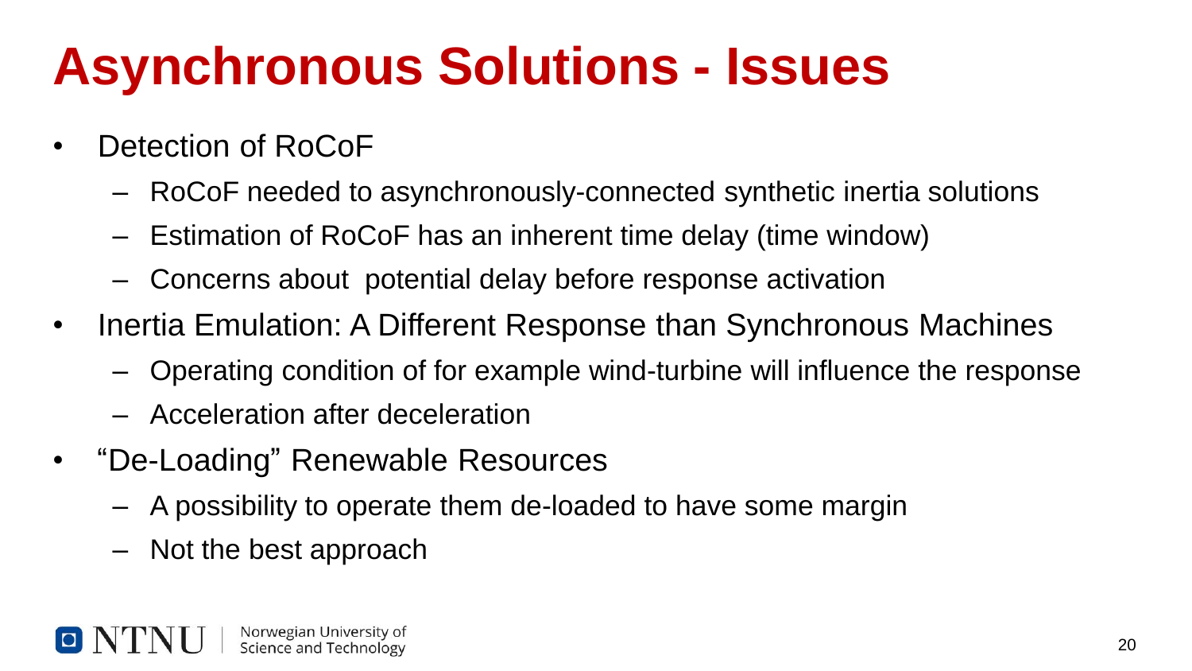# Asynchronous Solutions - Issues

- Detection of RoCoF
  - RoCoF needed to asynchronously-connected synthetic inertia solutions
  - Estimation of RoCoF has an inherent time delay (time window)
  - Concerns about potential delay before response activation
- Inertia Emulation: A Different Response than Synchronous Machines
  - Operating condition of for example wind-turbine will influence the response
  - Acceleration after deceleration
- "De-Loading" Renewable Resources
  - A possibility to operate them de-loaded to have some margin
  - Not the best approach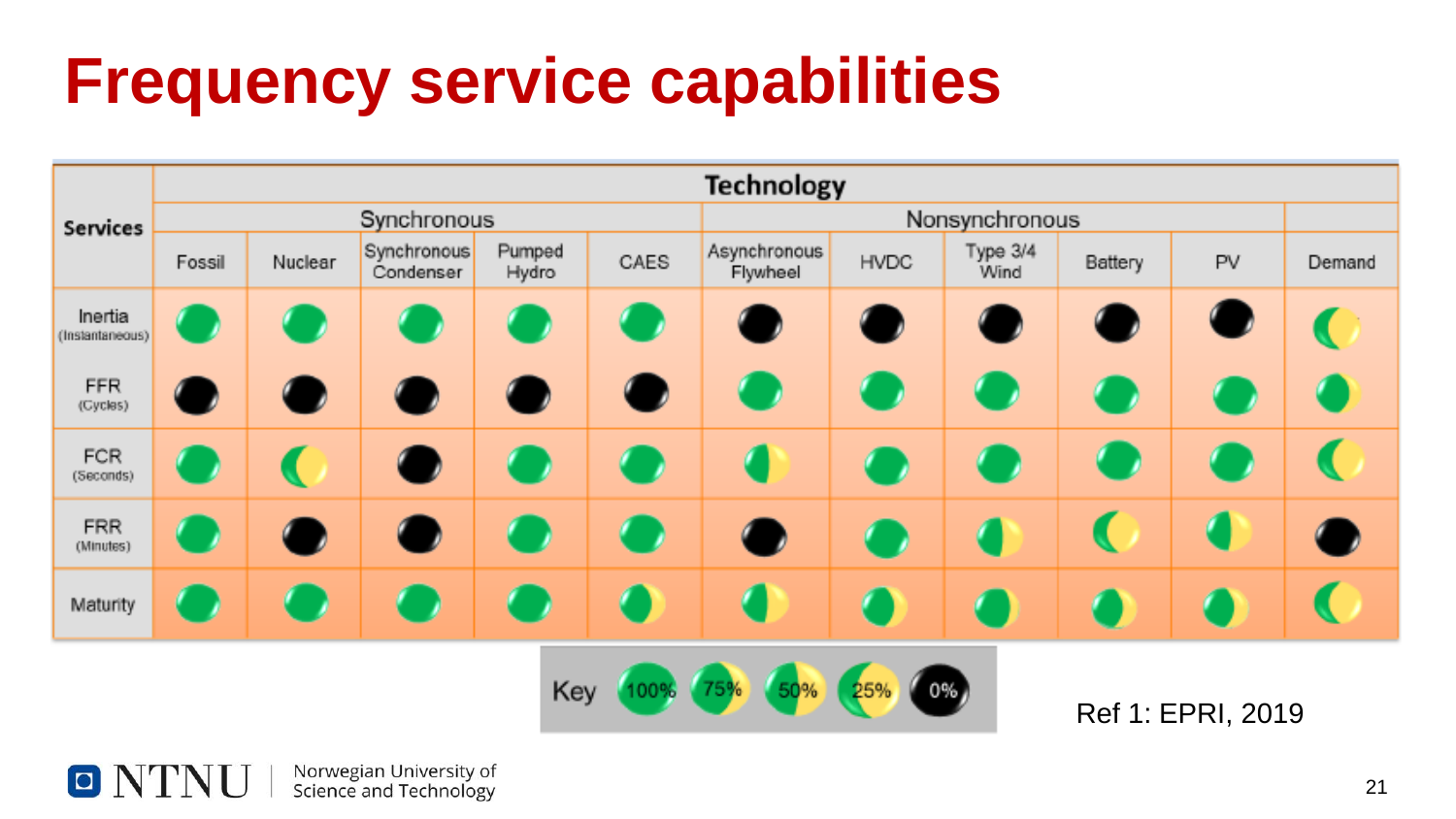# Frequency service capabilities

| Services | Technology | | | | | | | | | | |
|---|---|---|---|---|---|---|---|---|---|---|---|
| | Synchronous | | | | | Nonsynchronous | | | | | |
| | Fossil | Nuclear | Synchronous Condenser | Pumped Hydro | CAES | Asynchronous Flywheel | HVDC | Type 3/4 Wind | Battery | PV | Demand |
| Inertia (Instantaneous) | 100% | 100% | 100% | 100% | 100% | 0% | 0% | 0% | 0% | 0% | 25% |
| FFR (Cycles) | 0% | 0% | 0% | 0% | 0% | 100% | 100% | 100% | 100% | 100% | 50% |
| FCR (Seconds) | 100% | 25% | 0% | 100% | 100% | 50% | 100% | 100% | 100% | 100% | 25% |
| FRR (Minutes) | 100% | 0% | 0% | 100% | 100% | 0% | 100% | 50% | 25% | 50% | 0% |
| Maturity | 100% | 100% | 100% | 100% | 75% | 50% | 75% | 75% | 75% | 75% | 25% |

Key: 100% 75% 50% 25% 0%

Ref 1: EPRI, 2019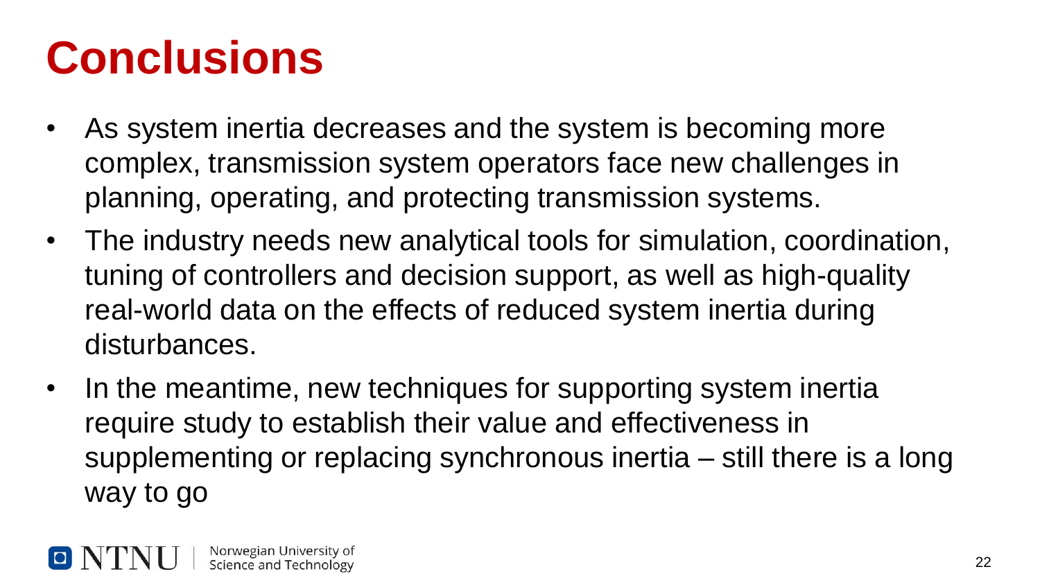# Conclusions

- As system inertia decreases and the system is becoming more complex, transmission system operators face new challenges in planning, operating, and protecting transmission systems.
- The industry needs new analytical tools for simulation, coordination, tuning of controllers and decision support, as well as high-quality real-world data on the effects of reduced system inertia during disturbances.
- In the meantime, new techniques for supporting system inertia require study to establish their value and effectiveness in supplementing or replacing synchronous inertia – still there is a long way to go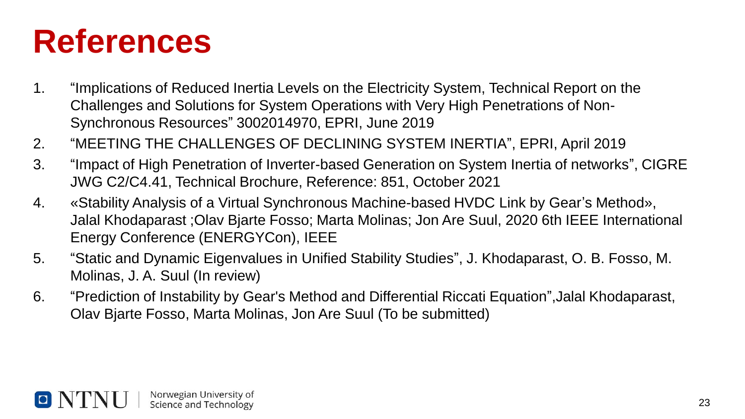# References

1. “Implications of Reduced Inertia Levels on the Electricity System, Technical Report on the Challenges and Solutions for System Operations with Very High Penetrations of Non-Synchronous Resources” 3002014970, EPRI, June 2019
2. “MEETING THE CHALLENGES OF DECLINING SYSTEM INERTIA”, EPRI, April 2019
3. “Impact of High Penetration of Inverter-based Generation on System Inertia of networks”, CIGRE JWG C2/C4.41, Technical Brochure, Reference: 851, October 2021
4. «Stability Analysis of a Virtual Synchronous Machine-based HVDC Link by Gear’s Method», Jalal Khodaparast ;Olav Bjarte Fosso; Marta Molinas; Jon Are Suul, 2020 6th IEEE International Energy Conference (ENERGYCon), IEEE
5. “Static and Dynamic Eigenvalues in Unified Stability Studies”, J. Khodaparast, O. B. Fosso, M. Molinas, J. A. Suul (In review)
6. “Prediction of Instability by Gear's Method and Differential Riccati Equation”,Jalal Khodaparast, Olav Bjarte Fosso, Marta Molinas, Jon Are Suul (To be submitted)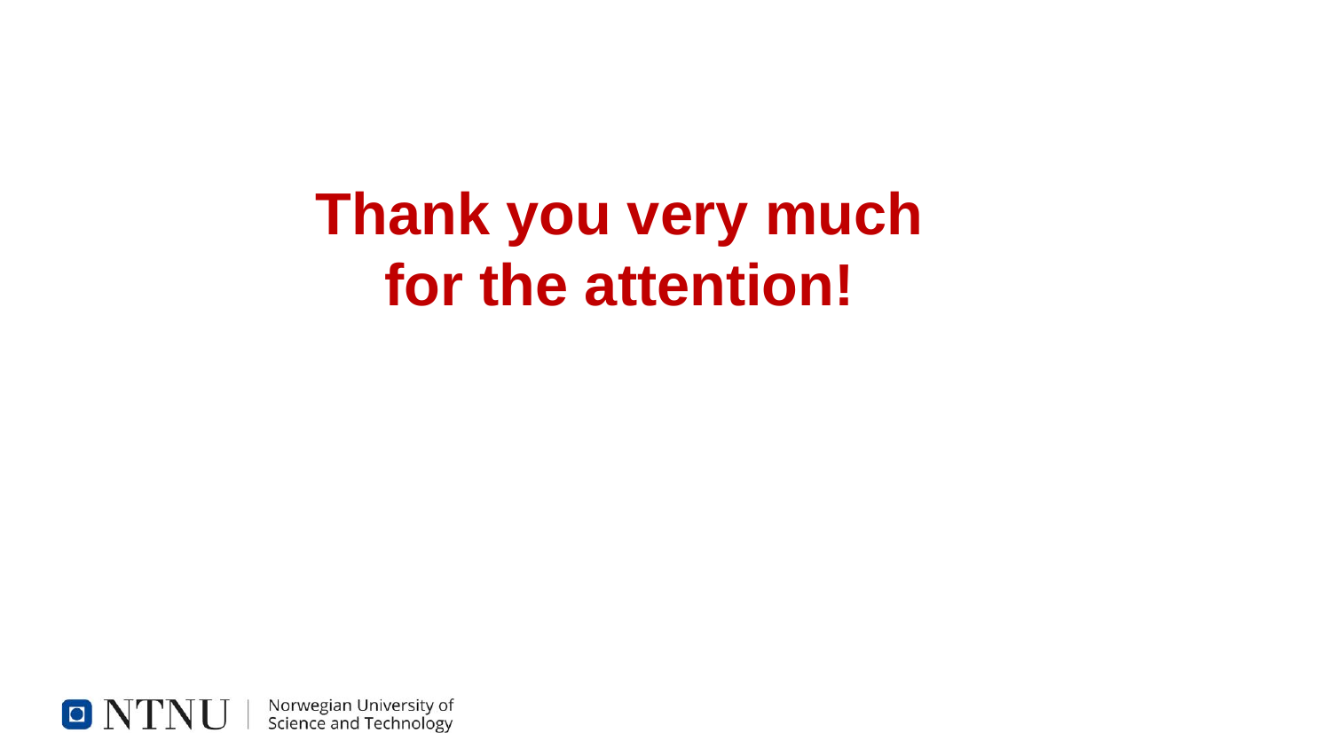# Thank you very much for the attention!